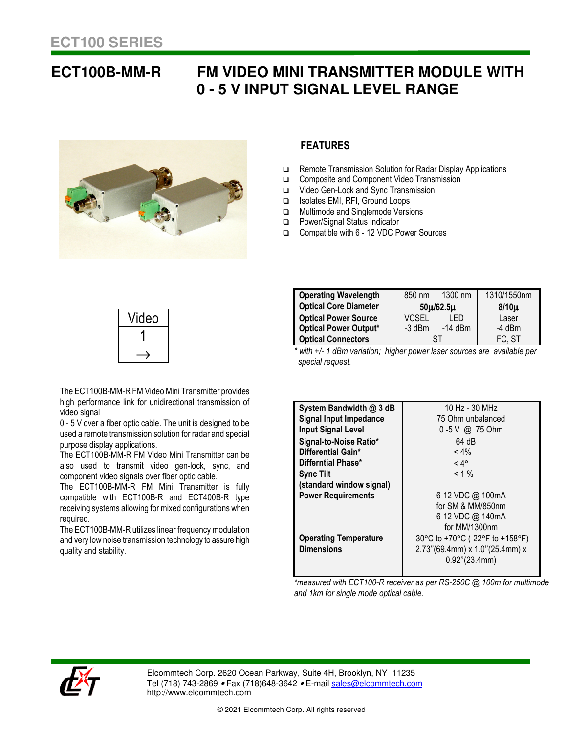# ECT100 SERIES

## ECT100B-MM-R FM VIDEO MINI TRANSMITTER MODULE WITH 0 - 5 V INPUT SIGNAL LEVEL RANGE

### FEATURES

- Remote Transmission Solution for Radar Display Applications
- Composite and Component Video Transmission
- Video Gen-Lock and Sync Transmission
- Isolates EMI, RFI, Ground Loops
- Multimode and Singlemode Versions
- Power/Signal Status Indicator
- Compatible with 6 - 12 VDC Power Sources

| Video |
|---|
| 1 |
| → |

| Operating Wavelength | 850 nm | 1300 nm | 1310/1550nm |
|---|---|---|---|
| Optical Core Diameter | 50μ/62.5μ | | 8/10μ |
| Optical Power Source | VCSEL | LED | Laser |
| Optical Power Output* | -3 dBm | -14 dBm | -4 dBm |
| Optical Connectors | ST | | FC, ST |

*\* with +/- 1 dBm variation; higher power laser sources are available per special request.*

The ECT100B-MM-R FM Video Mini Transmitter provides high performance link for unidirectional transmission of video signal 0 - 5 V over a fiber optic cable. The unit is designed to be used a remote transmission solution for radar and special purpose display applications.

The ECT100B-MM-R FM Video Mini Transmitter can be also used to transmit video gen-lock, sync, and component video signals over fiber optic cable.

The ECT100B-MM-R FM Mini Transmitter is fully compatible with ECT100B-R and ECT400B-R type receiving systems allowing for mixed configurations when required.

The ECT100B-MM-R utilizes linear frequency modulation and very low noise transmission technology to assure high quality and stability.

| Parameter | Value |
|---|---|
| System Bandwidth @ 3 dB | 10 Hz - 30 MHz |
| Signal Input Impedance | 75 Ohm unbalanced |
| Input Signal Level | 0 -5 V @ 75 Ohm |
| Signal-to-Noise Ratio* | 64 dB |
| Differential Gain* | < 4% |
| Differntial Phase* | < 4° |
| Sync Tilt (standard window signal) | < 1 % |
| Power Requirements | 6-12 VDC @ 100mA for SM & MM/850nm<br>6-12 VDC @ 140mA for MM/1300nm |
| Operating Temperature | -30°C to +70°C (-22°F to +158°F) |
| Dimensions | 2.73''(69.4mm) x 1.0''(25.4mm) x 0.92''(23.4mm) |

*\*measured with ECT100-R receiver as per RS-250C @ 100m for multimode and 1km for single mode optical cable.*

Elcommtech Corp. 2620 Ocean Parkway, Suite 4H, Brooklyn, NY 11235
Tel (718) 743-2869 • Fax (718)648-3642 • E-mail sales@elcommtech.com
http://www.elcommtech.com

© 2021 Elcommtech Corp. All rights reserved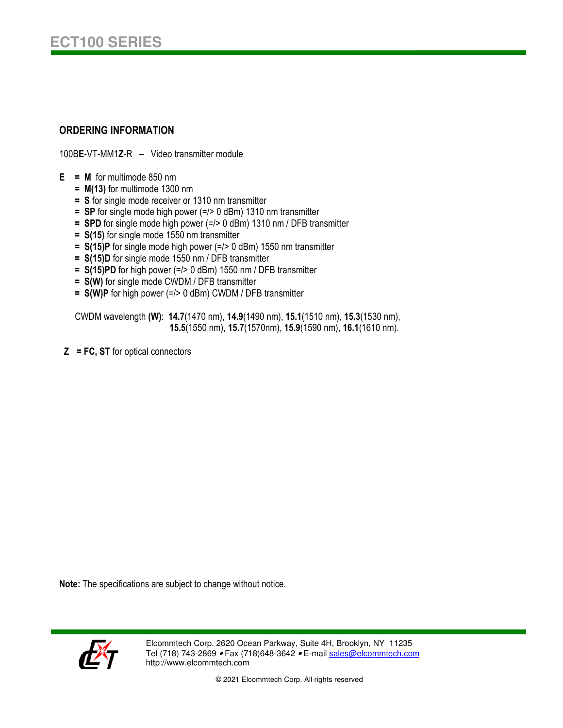## ORDERING INFORMATION

100B**E**-VT-MM1**Z**-R – Video transmitter module

**E** = **M** for multimode 850 nm
= **M(13)** for multimode 1300 nm
= **S** for single mode receiver or 1310 nm transmitter
= **SP** for single mode high power (=/> 0 dBm) 1310 nm transmitter
= **SPD** for single mode high power (=/> 0 dBm) 1310 nm / DFB transmitter
= **S(15)** for single mode 1550 nm transmitter
= **S(15)P** for single mode high power (=/> 0 dBm) 1550 nm transmitter
= **S(15)D** for single mode 1550 nm / DFB transmitter
= **S(15)PD** for high power (=/> 0 dBm) 1550 nm / DFB transmitter
= **S(W)** for single mode CWDM / DFB transmitter
= **S(W)P** for high power (=/> 0 dBm) CWDM / DFB transmitter

CWDM wavelength **(W)**: **14.7**(1470 nm), **14.9**(1490 nm), **15.1**(1510 nm), **15.3**(1530 nm), **15.5**(1550 nm), **15.7**(1570nm), **15.9**(1590 nm), **16.1**(1610 nm).

**Z** = **FC**, **ST** for optical connectors

**Note:** The specifications are subject to change without notice.

Elcommtech Corp. 2620 Ocean Parkway, Suite 4H, Brooklyn, NY 11235
Tel (718) 743-2869 • Fax (718)648-3642 • E-mail sales@elcommtech.com
http://www.elcommtech.com

© 2021 Elcommtech Corp. All rights reserved